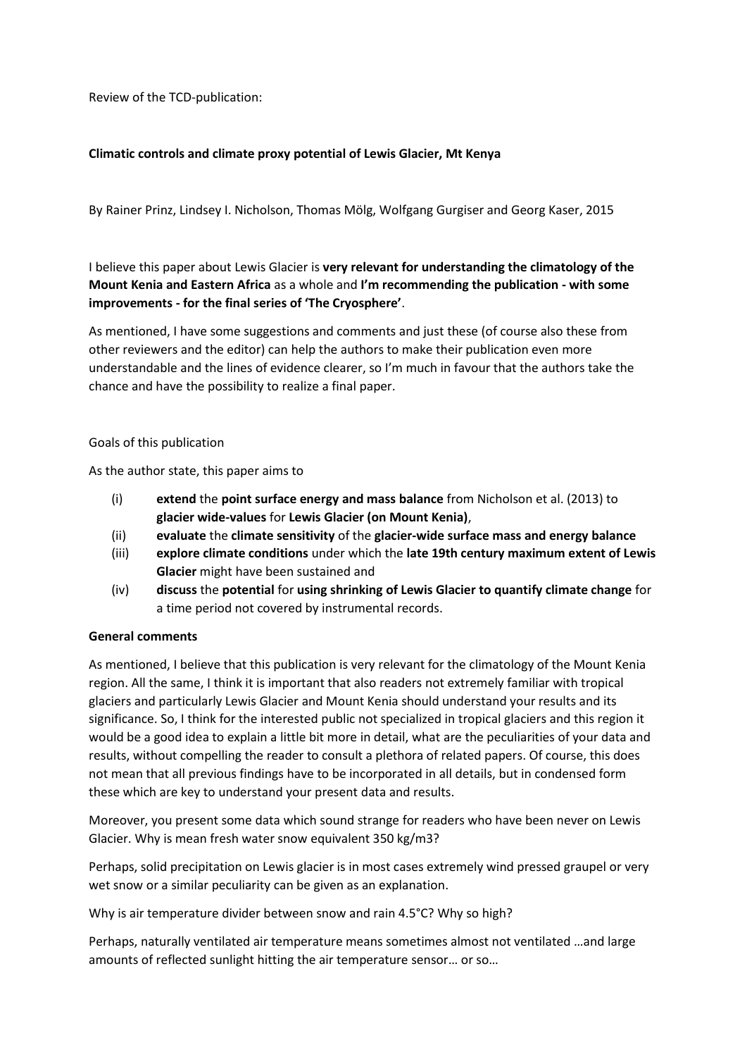Review of the TCD-publication:

**Climatic controls and climate proxy potential of Lewis Glacier, Mt Kenya**

By Rainer Prinz, Lindsey I. Nicholson, Thomas Mölg, Wolfgang Gurgiser and Georg Kaser, 2015

I believe this paper about Lewis Glacier is **very relevant for understanding the climatology of the Mount Kenia and Eastern Africa** as a whole and **I'm recommending the publication - with some improvements - for the final series of 'The Cryosphere'**.

As mentioned, I have some suggestions and comments and just these (of course also these from other reviewers and the editor) can help the authors to make their publication even more understandable and the lines of evidence clearer, so I'm much in favour that the authors take the chance and have the possibility to realize a final paper.

Goals of this publication

As the author state, this paper aims to

(i) **extend** the **point surface energy and mass balance** from Nicholson et al. (2013) to **glacier wide-values** for **Lewis Glacier (on Mount Kenia)**,
(ii) **evaluate** the **climate sensitivity** of the **glacier-wide surface mass and energy balance**
(iii) **explore climate conditions** under which the **late 19th century maximum extent of Lewis Glacier** might have been sustained and
(iv) **discuss** the **potential** for **using shrinking of Lewis Glacier to quantify climate change** for a time period not covered by instrumental records.

**General comments**

As mentioned, I believe that this publication is very relevant for the climatology of the Mount Kenia region. All the same, I think it is important that also readers not extremely familiar with tropical glaciers and particularly Lewis Glacier and Mount Kenia should understand your results and its significance. So, I think for the interested public not specialized in tropical glaciers and this region it would be a good idea to explain a little bit more in detail, what are the peculiarities of your data and results, without compelling the reader to consult a plethora of related papers. Of course, this does not mean that all previous findings have to be incorporated in all details, but in condensed form these which are key to understand your present data and results.

Moreover, you present some data which sound strange for readers who have been never on Lewis Glacier. Why is mean fresh water snow equivalent 350 kg/m3?

Perhaps, solid precipitation on Lewis glacier is in most cases extremely wind pressed graupel or very wet snow or a similar peculiarity can be given as an explanation.

Why is air temperature divider between snow and rain 4.5°C? Why so high?

Perhaps, naturally ventilated air temperature means sometimes almost not ventilated …and large amounts of reflected sunlight hitting the air temperature sensor… or so…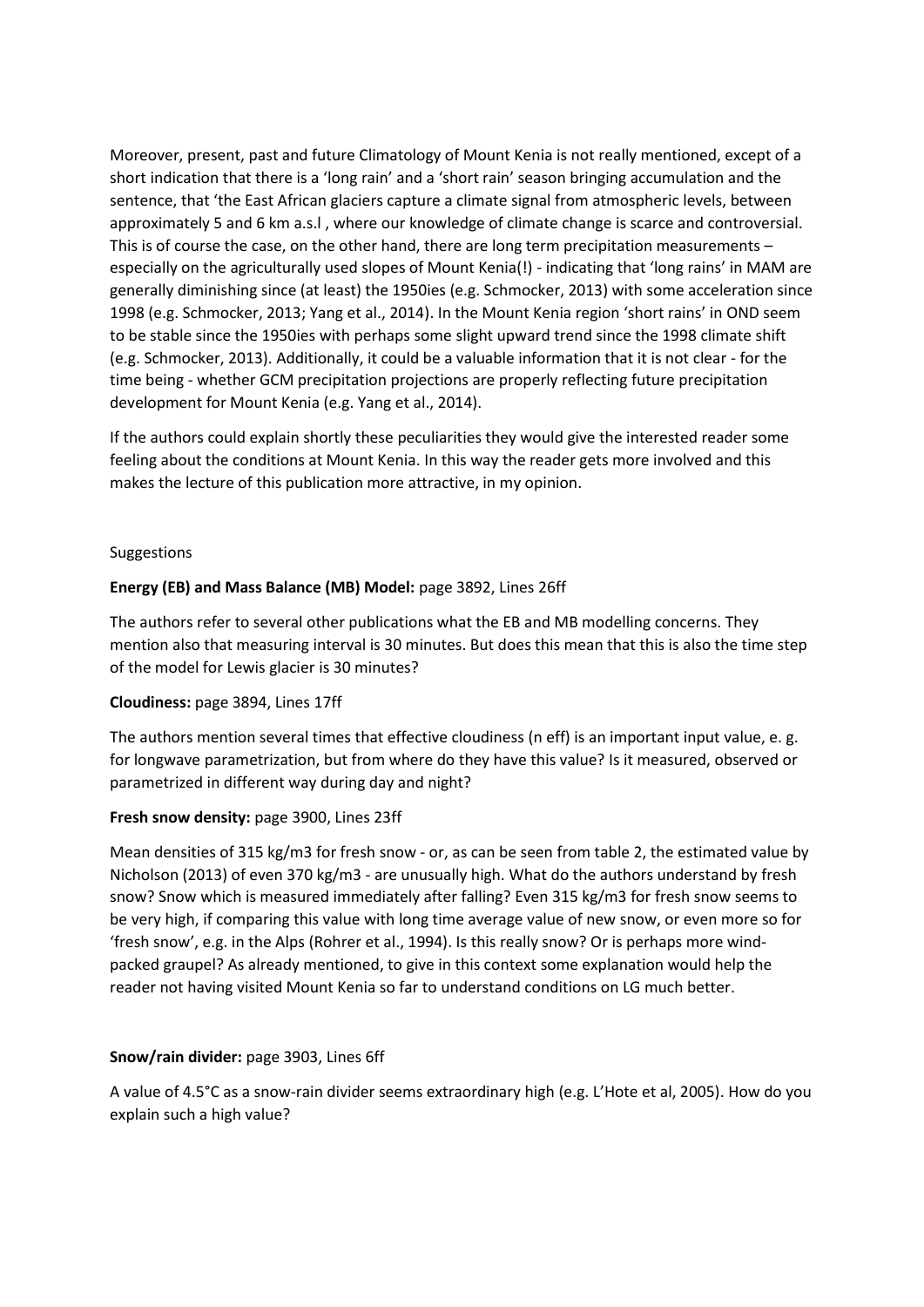Moreover, present, past and future Climatology of Mount Kenia is not really mentioned, except of a short indication that there is a 'long rain' and a 'short rain' season bringing accumulation and the sentence, that 'the East African glaciers capture a climate signal from atmospheric levels, between approximately 5 and 6 km a.s.l , where our knowledge of climate change is scarce and controversial. This is of course the case, on the other hand, there are long term precipitation measurements – especially on the agriculturally used slopes of Mount Kenia(!) - indicating that 'long rains' in MAM are generally diminishing since (at least) the 1950ies (e.g. Schmocker, 2013) with some acceleration since 1998 (e.g. Schmocker, 2013; Yang et al., 2014). In the Mount Kenia region 'short rains' in OND seem to be stable since the 1950ies with perhaps some slight upward trend since the 1998 climate shift (e.g. Schmocker, 2013). Additionally, it could be a valuable information that it is not clear - for the time being - whether GCM precipitation projections are properly reflecting future precipitation development for Mount Kenia (e.g. Yang et al., 2014).

If the authors could explain shortly these peculiarities they would give the interested reader some feeling about the conditions at Mount Kenia. In this way the reader gets more involved and this makes the lecture of this publication more attractive, in my opinion.

Suggestions

**Energy (EB) and Mass Balance (MB) Model:** page 3892, Lines 26ff

The authors refer to several other publications what the EB and MB modelling concerns. They mention also that measuring interval is 30 minutes. But does this mean that this is also the time step of the model for Lewis glacier is 30 minutes?

**Cloudiness:** page 3894, Lines 17ff

The authors mention several times that effective cloudiness (n eff) is an important input value, e. g. for longwave parametrization, but from where do they have this value? Is it measured, observed or parametrized in different way during day and night?

**Fresh snow density:** page 3900, Lines 23ff

Mean densities of 315 kg/m3 for fresh snow - or, as can be seen from table 2, the estimated value by Nicholson (2013) of even 370 kg/m3 - are unusually high. What do the authors understand by fresh snow? Snow which is measured immediately after falling? Even 315 kg/m3 for fresh snow seems to be very high, if comparing this value with long time average value of new snow, or even more so for 'fresh snow', e.g. in the Alps (Rohrer et al., 1994). Is this really snow? Or is perhaps more wind-packed graupel? As already mentioned, to give in this context some explanation would help the reader not having visited Mount Kenia so far to understand conditions on LG much better.

**Snow/rain divider:** page 3903, Lines 6ff

A value of 4.5°C as a snow-rain divider seems extraordinary high (e.g. L'Hote et al, 2005). How do you explain such a high value?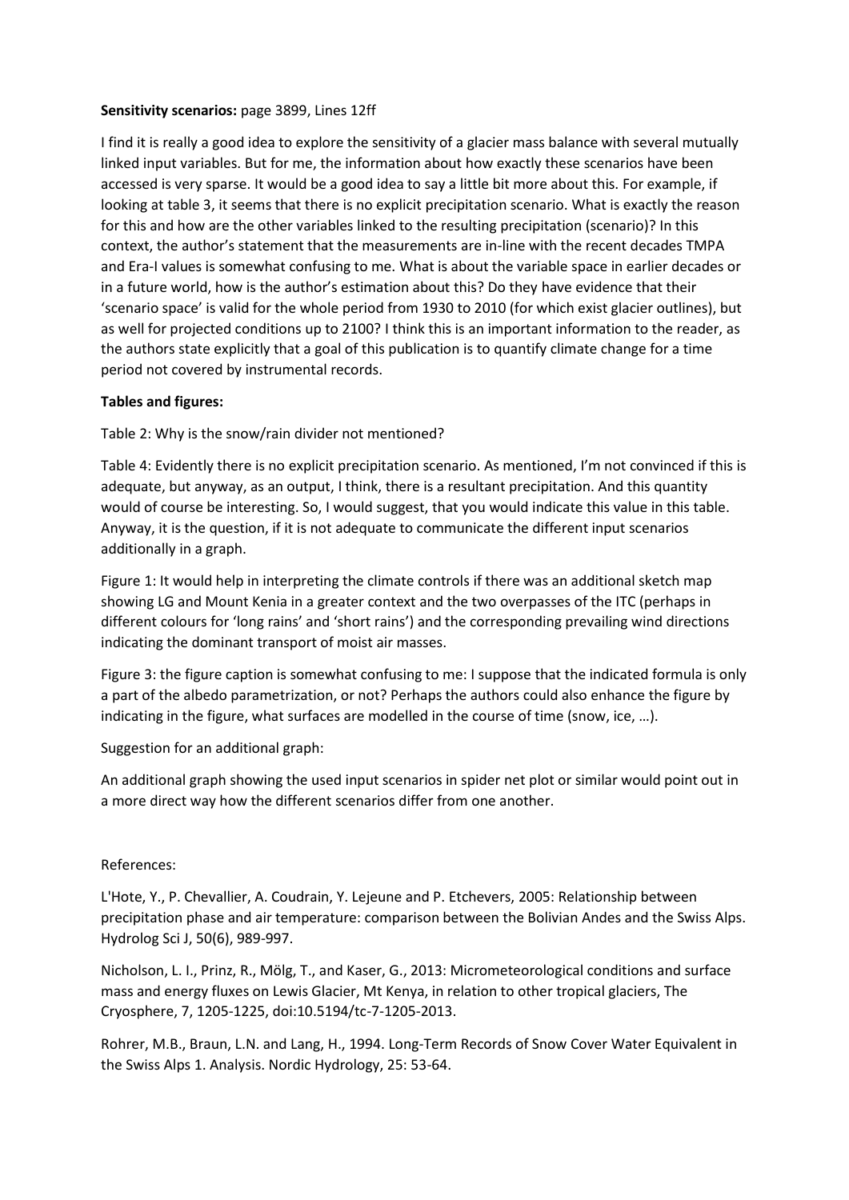**Sensitivity scenarios:** page 3899, Lines 12ff

I find it is really a good idea to explore the sensitivity of a glacier mass balance with several mutually linked input variables. But for me, the information about how exactly these scenarios have been accessed is very sparse. It would be a good idea to say a little bit more about this. For example, if looking at table 3, it seems that there is no explicit precipitation scenario. What is exactly the reason for this and how are the other variables linked to the resulting precipitation (scenario)? In this context, the author's statement that the measurements are in-line with the recent decades TMPA and Era-I values is somewhat confusing to me. What is about the variable space in earlier decades or in a future world, how is the author's estimation about this? Do they have evidence that their 'scenario space' is valid for the whole period from 1930 to 2010 (for which exist glacier outlines), but as well for projected conditions up to 2100? I think this is an important information to the reader, as the authors state explicitly that a goal of this publication is to quantify climate change for a time period not covered by instrumental records.

**Tables and figures:**

Table 2: Why is the snow/rain divider not mentioned?

Table 4: Evidently there is no explicit precipitation scenario. As mentioned, I'm not convinced if this is adequate, but anyway, as an output, I think, there is a resultant precipitation. And this quantity would of course be interesting. So, I would suggest, that you would indicate this value in this table. Anyway, it is the question, if it is not adequate to communicate the different input scenarios additionally in a graph.

Figure 1: It would help in interpreting the climate controls if there was an additional sketch map showing LG and Mount Kenia in a greater context and the two overpasses of the ITC (perhaps in different colours for 'long rains' and 'short rains') and the corresponding prevailing wind directions indicating the dominant transport of moist air masses.

Figure 3: the figure caption is somewhat confusing to me: I suppose that the indicated formula is only a part of the albedo parametrization, or not? Perhaps the authors could also enhance the figure by indicating in the figure, what surfaces are modelled in the course of time (snow, ice, …).

Suggestion for an additional graph:

An additional graph showing the used input scenarios in spider net plot or similar would point out in a more direct way how the different scenarios differ from one another.

References:

L'Hote, Y., P. Chevallier, A. Coudrain, Y. Lejeune and P. Etchevers, 2005: Relationship between precipitation phase and air temperature: comparison between the Bolivian Andes and the Swiss Alps. Hydrolog Sci J, 50(6), 989-997.

Nicholson, L. I., Prinz, R., Mölg, T., and Kaser, G., 2013: Micrometeorological conditions and surface mass and energy fluxes on Lewis Glacier, Mt Kenya, in relation to other tropical glaciers, The Cryosphere, 7, 1205-1225, doi:10.5194/tc-7-1205-2013.

Rohrer, M.B., Braun, L.N. and Lang, H., 1994. Long-Term Records of Snow Cover Water Equivalent in the Swiss Alps 1. Analysis. Nordic Hydrology, 25: 53-64.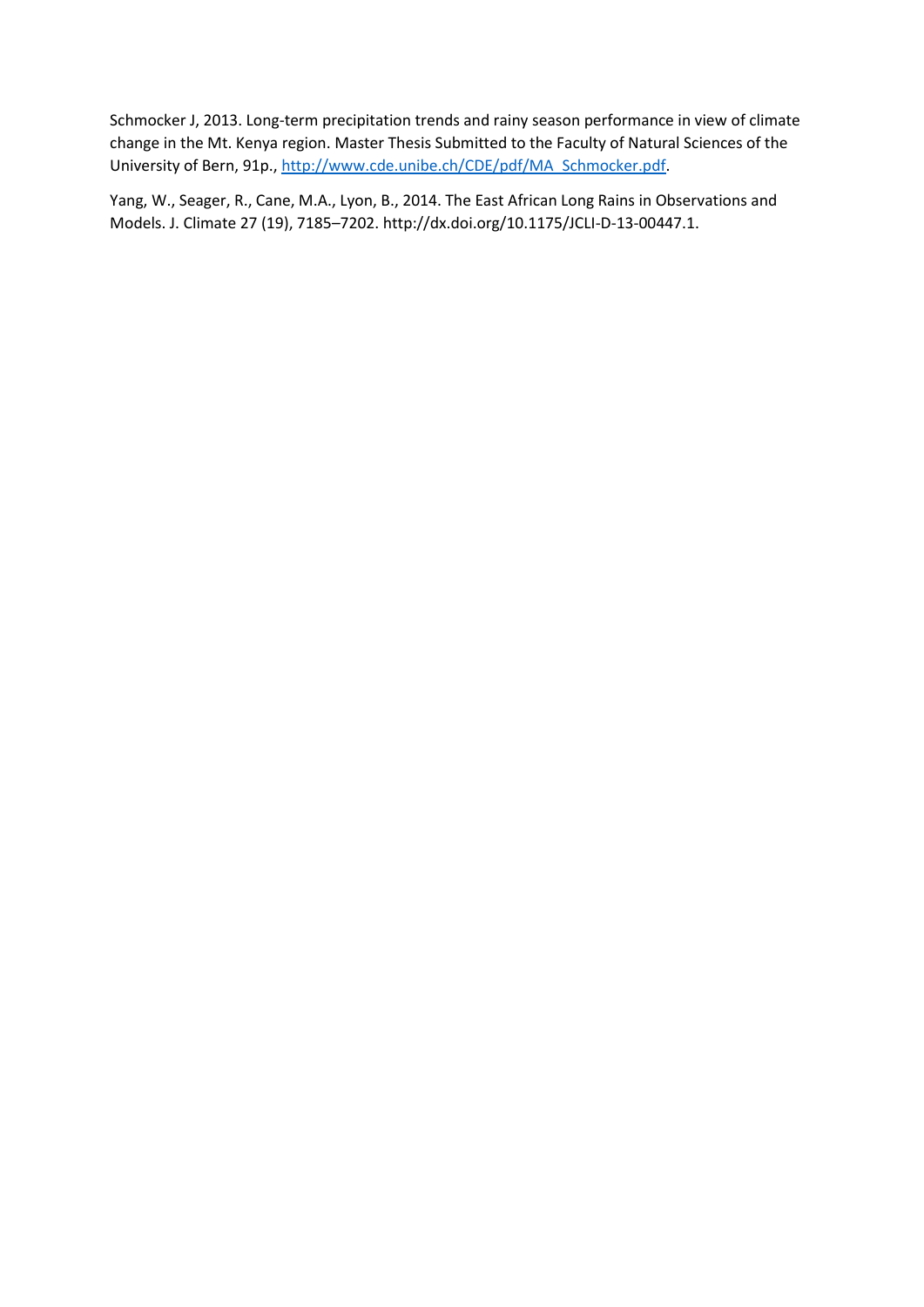Schmocker J, 2013. Long-term precipitation trends and rainy season performance in view of climate change in the Mt. Kenya region. Master Thesis Submitted to the Faculty of Natural Sciences of the University of Bern, 91p., http://www.cde.unibe.ch/CDE/pdf/MA_Schmocker.pdf.

Yang, W., Seager, R., Cane, M.A., Lyon, B., 2014. The East African Long Rains in Observations and Models. J. Climate 27 (19), 7185–7202. http://dx.doi.org/10.1175/JCLI-D-13-00447.1.